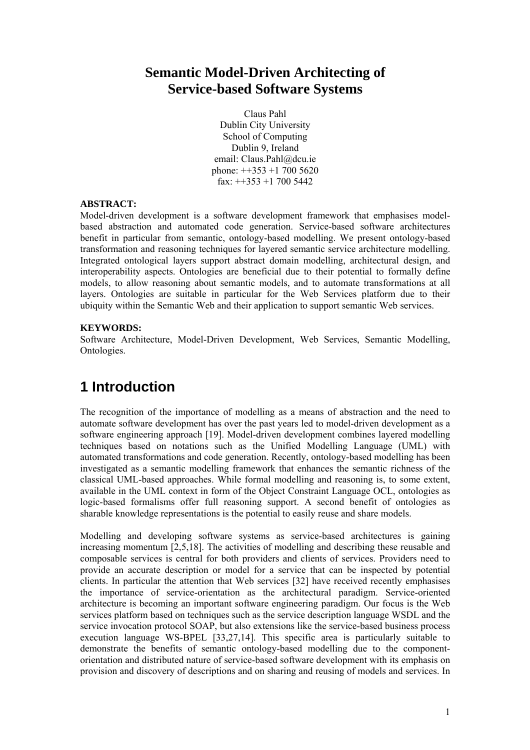# Semantic Model-Driven Architecting of Service-based Software Systems

Claus Pahl
Dublin City University
School of Computing
Dublin 9, Ireland
email: Claus.Pahl@dcu.ie
phone: ++353 +1 700 5620
fax: ++353 +1 700 5442

**ABSTRACT:**

Model-driven development is a software development framework that emphasises model-based abstraction and automated code generation. Service-based software architectures benefit in particular from semantic, ontology-based modelling. We present ontology-based transformation and reasoning techniques for layered semantic service architecture modelling. Integrated ontological layers support abstract domain modelling, architectural design, and interoperability aspects. Ontologies are beneficial due to their potential to formally define models, to allow reasoning about semantic models, and to automate transformations at all layers. Ontologies are suitable in particular for the Web Services platform due to their ubiquity within the Semantic Web and their application to support semantic Web services.

**KEYWORDS:**

Software Architecture, Model-Driven Development, Web Services, Semantic Modelling, Ontologies.

## 1 Introduction

The recognition of the importance of modelling as a means of abstraction and the need to automate software development has over the past years led to model-driven development as a software engineering approach [19]. Model-driven development combines layered modelling techniques based on notations such as the Unified Modelling Language (UML) with automated transformations and code generation. Recently, ontology-based modelling has been investigated as a semantic modelling framework that enhances the semantic richness of the classical UML-based approaches. While formal modelling and reasoning is, to some extent, available in the UML context in form of the Object Constraint Language OCL, ontologies as logic-based formalisms offer full reasoning support. A second benefit of ontologies as sharable knowledge representations is the potential to easily reuse and share models.

Modelling and developing software systems as service-based architectures is gaining increasing momentum [2,5,18]. The activities of modelling and describing these reusable and composable services is central for both providers and clients of services. Providers need to provide an accurate description or model for a service that can be inspected by potential clients. In particular the attention that Web services [32] have received recently emphasises the importance of service-orientation as the architectural paradigm. Service-oriented architecture is becoming an important software engineering paradigm. Our focus is the Web services platform based on techniques such as the service description language WSDL and the service invocation protocol SOAP, but also extensions like the service-based business process execution language WS-BPEL [33,27,14]. This specific area is particularly suitable to demonstrate the benefits of semantic ontology-based modelling due to the component-orientation and distributed nature of service-based software development with its emphasis on provision and discovery of descriptions and on sharing and reusing of models and services. In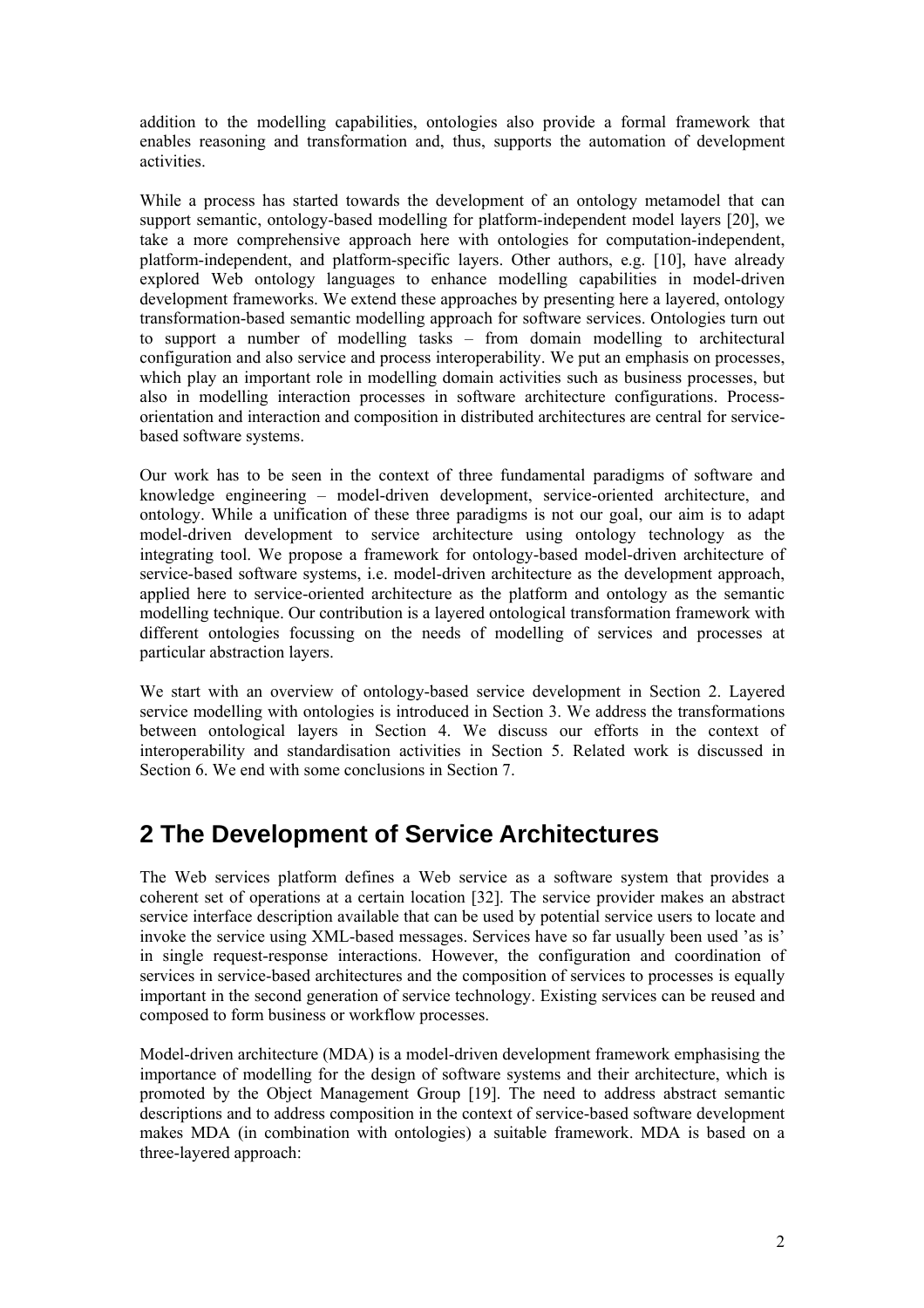addition to the modelling capabilities, ontologies also provide a formal framework that enables reasoning and transformation and, thus, supports the automation of development activities.

While a process has started towards the development of an ontology metamodel that can support semantic, ontology-based modelling for platform-independent model layers [20], we take a more comprehensive approach here with ontologies for computation-independent, platform-independent, and platform-specific layers. Other authors, e.g. [10], have already explored Web ontology languages to enhance modelling capabilities in model-driven development frameworks. We extend these approaches by presenting here a layered, ontology transformation-based semantic modelling approach for software services. Ontologies turn out to support a number of modelling tasks – from domain modelling to architectural configuration and also service and process interoperability. We put an emphasis on processes, which play an important role in modelling domain activities such as business processes, but also in modelling interaction processes in software architecture configurations. Process-orientation and interaction and composition in distributed architectures are central for service-based software systems.

Our work has to be seen in the context of three fundamental paradigms of software and knowledge engineering – model-driven development, service-oriented architecture, and ontology. While a unification of these three paradigms is not our goal, our aim is to adapt model-driven development to service architecture using ontology technology as the integrating tool. We propose a framework for ontology-based model-driven architecture of service-based software systems, i.e. model-driven architecture as the development approach, applied here to service-oriented architecture as the platform and ontology as the semantic modelling technique. Our contribution is a layered ontological transformation framework with different ontologies focussing on the needs of modelling of services and processes at particular abstraction layers.

We start with an overview of ontology-based service development in Section 2. Layered service modelling with ontologies is introduced in Section 3. We address the transformations between ontological layers in Section 4. We discuss our efforts in the context of interoperability and standardisation activities in Section 5. Related work is discussed in Section 6. We end with some conclusions in Section 7.

# 2 The Development of Service Architectures

The Web services platform defines a Web service as a software system that provides a coherent set of operations at a certain location [32]. The service provider makes an abstract service interface description available that can be used by potential service users to locate and invoke the service using XML-based messages. Services have so far usually been used 'as is' in single request-response interactions. However, the configuration and coordination of services in service-based architectures and the composition of services to processes is equally important in the second generation of service technology. Existing services can be reused and composed to form business or workflow processes.

Model-driven architecture (MDA) is a model-driven development framework emphasising the importance of modelling for the design of software systems and their architecture, which is promoted by the Object Management Group [19]. The need to address abstract semantic descriptions and to address composition in the context of service-based software development makes MDA (in combination with ontologies) a suitable framework. MDA is based on a three-layered approach: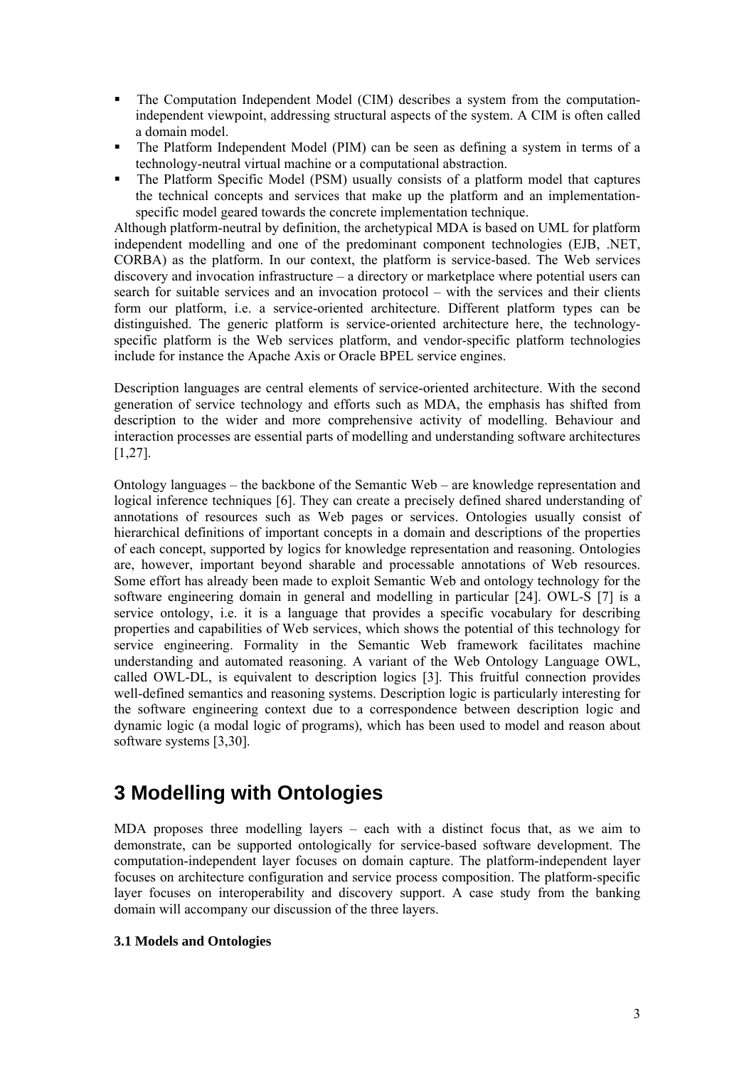- The Computation Independent Model (CIM) describes a system from the computation-independent viewpoint, addressing structural aspects of the system. A CIM is often called a domain model.
- The Platform Independent Model (PIM) can be seen as defining a system in terms of a technology-neutral virtual machine or a computational abstraction.
- The Platform Specific Model (PSM) usually consists of a platform model that captures the technical concepts and services that make up the platform and an implementation-specific model geared towards the concrete implementation technique.

Although platform-neutral by definition, the archetypical MDA is based on UML for platform independent modelling and one of the predominant component technologies (EJB, .NET, CORBA) as the platform. In our context, the platform is service-based. The Web services discovery and invocation infrastructure – a directory or marketplace where potential users can search for suitable services and an invocation protocol – with the services and their clients form our platform, i.e. a service-oriented architecture. Different platform types can be distinguished. The generic platform is service-oriented architecture here, the technology-specific platform is the Web services platform, and vendor-specific platform technologies include for instance the Apache Axis or Oracle BPEL service engines.

Description languages are central elements of service-oriented architecture. With the second generation of service technology and efforts such as MDA, the emphasis has shifted from description to the wider and more comprehensive activity of modelling. Behaviour and interaction processes are essential parts of modelling and understanding software architectures [1,27].

Ontology languages – the backbone of the Semantic Web – are knowledge representation and logical inference techniques [6]. They can create a precisely defined shared understanding of annotations of resources such as Web pages or services. Ontologies usually consist of hierarchical definitions of important concepts in a domain and descriptions of the properties of each concept, supported by logics for knowledge representation and reasoning. Ontologies are, however, important beyond sharable and processable annotations of Web resources. Some effort has already been made to exploit Semantic Web and ontology technology for the software engineering domain in general and modelling in particular [24]. OWL-S [7] is a service ontology, i.e. it is a language that provides a specific vocabulary for describing properties and capabilities of Web services, which shows the potential of this technology for service engineering. Formality in the Semantic Web framework facilitates machine understanding and automated reasoning. A variant of the Web Ontology Language OWL, called OWL-DL, is equivalent to description logics [3]. This fruitful connection provides well-defined semantics and reasoning systems. Description logic is particularly interesting for the software engineering context due to a correspondence between description logic and dynamic logic (a modal logic of programs), which has been used to model and reason about software systems [3,30].

# 3 Modelling with Ontologies

MDA proposes three modelling layers – each with a distinct focus that, as we aim to demonstrate, can be supported ontologically for service-based software development. The computation-independent layer focuses on domain capture. The platform-independent layer focuses on architecture configuration and service process composition. The platform-specific layer focuses on interoperability and discovery support. A case study from the banking domain will accompany our discussion of the three layers.

### 3.1 Models and Ontologies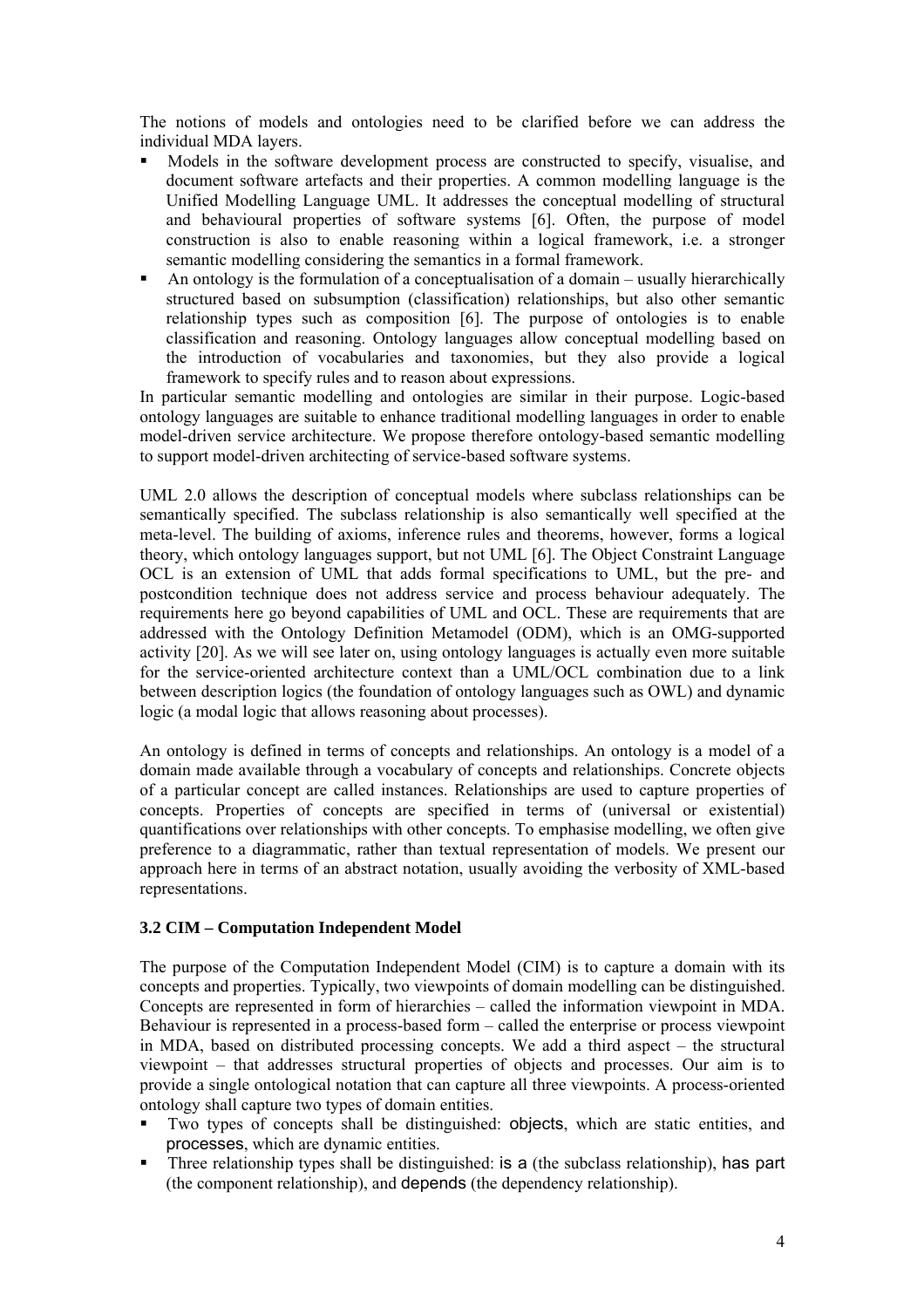The notions of models and ontologies need to be clarified before we can address the individual MDA layers.

- Models in the software development process are constructed to specify, visualise, and document software artefacts and their properties. A common modelling language is the Unified Modelling Language UML. It addresses the conceptual modelling of structural and behavioural properties of software systems [6]. Often, the purpose of model construction is also to enable reasoning within a logical framework, i.e. a stronger semantic modelling considering the semantics in a formal framework.
- An ontology is the formulation of a conceptualisation of a domain – usually hierarchically structured based on subsumption (classification) relationships, but also other semantic relationship types such as composition [6]. The purpose of ontologies is to enable classification and reasoning. Ontology languages allow conceptual modelling based on the introduction of vocabularies and taxonomies, but they also provide a logical framework to specify rules and to reason about expressions.

In particular semantic modelling and ontologies are similar in their purpose. Logic-based ontology languages are suitable to enhance traditional modelling languages in order to enable model-driven service architecture. We propose therefore ontology-based semantic modelling to support model-driven architecting of service-based software systems.

UML 2.0 allows the description of conceptual models where subclass relationships can be semantically specified. The subclass relationship is also semantically well specified at the meta-level. The building of axioms, inference rules and theorems, however, forms a logical theory, which ontology languages support, but not UML [6]. The Object Constraint Language OCL is an extension of UML that adds formal specifications to UML, but the pre- and postcondition technique does not address service and process behaviour adequately. The requirements here go beyond capabilities of UML and OCL. These are requirements that are addressed with the Ontology Definition Metamodel (ODM), which is an OMG-supported activity [20]. As we will see later on, using ontology languages is actually even more suitable for the service-oriented architecture context than a UML/OCL combination due to a link between description logics (the foundation of ontology languages such as OWL) and dynamic logic (a modal logic that allows reasoning about processes).

An ontology is defined in terms of concepts and relationships. An ontology is a model of a domain made available through a vocabulary of concepts and relationships. Concrete objects of a particular concept are called instances. Relationships are used to capture properties of concepts. Properties of concepts are specified in terms of (universal or existential) quantifications over relationships with other concepts. To emphasise modelling, we often give preference to a diagrammatic, rather than textual representation of models. We present our approach here in terms of an abstract notation, usually avoiding the verbosity of XML-based representations.

### 3.2 CIM – Computation Independent Model

The purpose of the Computation Independent Model (CIM) is to capture a domain with its concepts and properties. Typically, two viewpoints of domain modelling can be distinguished. Concepts are represented in form of hierarchies – called the information viewpoint in MDA. Behaviour is represented in a process-based form – called the enterprise or process viewpoint in MDA, based on distributed processing concepts. We add a third aspect – the structural viewpoint – that addresses structural properties of objects and processes. Our aim is to provide a single ontological notation that can capture all three viewpoints. A process-oriented ontology shall capture two types of domain entities.

- Two types of concepts shall be distinguished: objects, which are static entities, and processes, which are dynamic entities.
- Three relationship types shall be distinguished: is a (the subclass relationship), has part (the component relationship), and depends (the dependency relationship).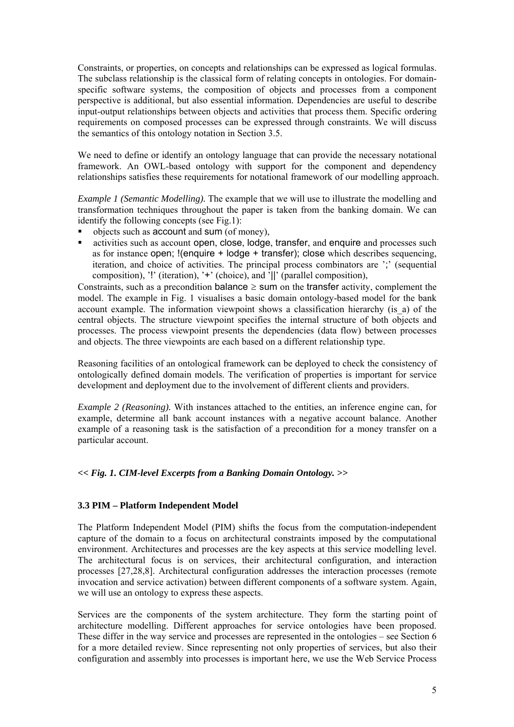Constraints, or properties, on concepts and relationships can be expressed as logical formulas. The subclass relationship is the classical form of relating concepts in ontologies. For domain-specific software systems, the composition of objects and processes from a component perspective is additional, but also essential information. Dependencies are useful to describe input-output relationships between objects and activities that process them. Specific ordering requirements on composed processes can be expressed through constraints. We will discuss the semantics of this ontology notation in Section 3.5.

We need to define or identify an ontology language that can provide the necessary notational framework. An OWL-based ontology with support for the component and dependency relationships satisfies these requirements for notational framework of our modelling approach.

*Example 1 (Semantic Modelling).* The example that we will use to illustrate the modelling and transformation techniques throughout the paper is taken from the banking domain. We can identify the following concepts (see Fig.1):

- objects such as account and sum (of money),
- activities such as account open, close, lodge, transfer, and enquire and processes such as for instance open; !(enquire + lodge + transfer); close which describes sequencing, iteration, and choice of activities. The principal process combinators are ';' (sequential composition), '!' (iteration), '+' (choice), and '||' (parallel composition),

Constraints, such as a precondition balance $\geq$ sum on the transfer activity, complement the model. The example in Fig. 1 visualises a basic domain ontology-based model for the bank account example. The information viewpoint shows a classification hierarchy (is_a) of the central objects. The structure viewpoint specifies the internal structure of both objects and processes. The process viewpoint presents the dependencies (data flow) between processes and objects. The three viewpoints are each based on a different relationship type.

Reasoning facilities of an ontological framework can be deployed to check the consistency of ontologically defined domain models. The verification of properties is important for service development and deployment due to the involvement of different clients and providers.

*Example 2 (Reasoning).* With instances attached to the entities, an inference engine can, for example, determine all bank account instances with a negative account balance. Another example of a reasoning task is the satisfaction of a precondition for a money transfer on a particular account.

**<< *Fig. 1. CIM-level Excerpts from a Banking Domain Ontology.* >>**

### 3.3 PIM – Platform Independent Model

The Platform Independent Model (PIM) shifts the focus from the computation-independent capture of the domain to a focus on architectural constraints imposed by the computational environment. Architectures and processes are the key aspects at this service modelling level. The architectural focus is on services, their architectural configuration, and interaction processes [27,28,8]. Architectural configuration addresses the interaction processes (remote invocation and service activation) between different components of a software system. Again, we will use an ontology to express these aspects.

Services are the components of the system architecture. They form the starting point of architecture modelling. Different approaches for service ontologies have been proposed. These differ in the way service and processes are represented in the ontologies – see Section 6 for a more detailed review. Since representing not only properties of services, but also their configuration and assembly into processes is important here, we use the Web Service Process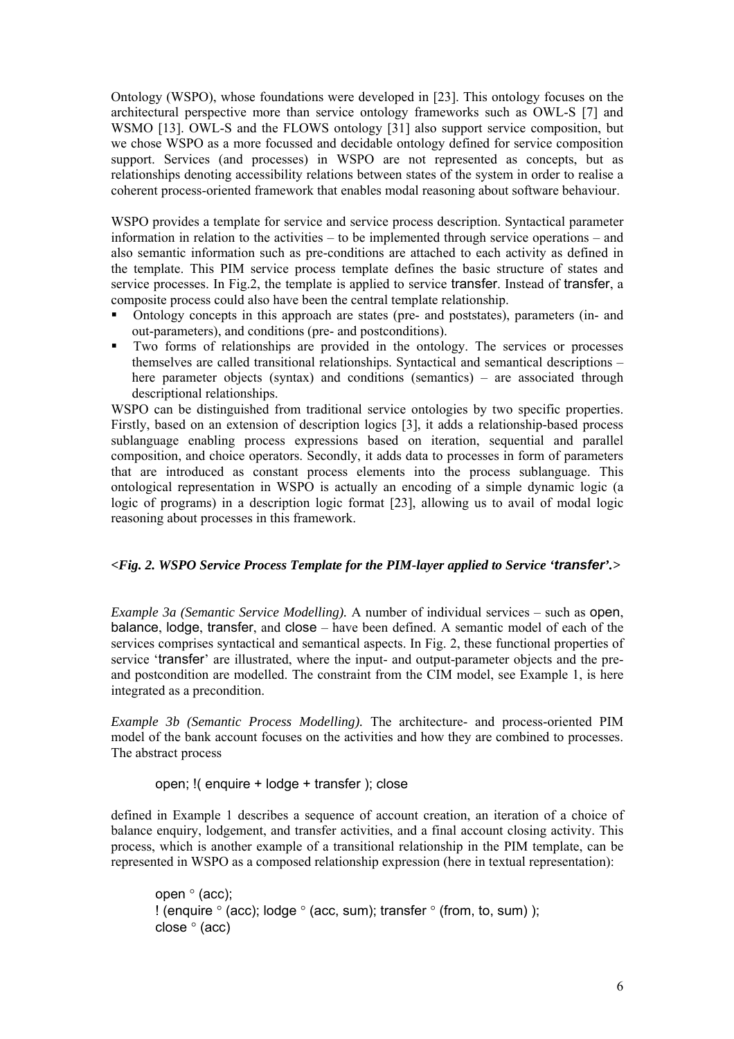Ontology (WSPO), whose foundations were developed in [23]. This ontology focuses on the architectural perspective more than service ontology frameworks such as OWL-S [7] and WSMO [13]. OWL-S and the FLOWS ontology [31] also support service composition, but we chose WSPO as a more focussed and decidable ontology defined for service composition support. Services (and processes) in WSPO are not represented as concepts, but as relationships denoting accessibility relations between states of the system in order to realise a coherent process-oriented framework that enables modal reasoning about software behaviour.

WSPO provides a template for service and service process description. Syntactical parameter information in relation to the activities – to be implemented through service operations – and also semantic information such as pre-conditions are attached to each activity as defined in the template. This PIM service process template defines the basic structure of states and service processes. In Fig.2, the template is applied to service transfer. Instead of transfer, a composite process could also have been the central template relationship.

- Ontology concepts in this approach are states (pre- and poststates), parameters (in- and out-parameters), and conditions (pre- and postconditions).
- Two forms of relationships are provided in the ontology. The services or processes themselves are called transitional relationships. Syntactical and semantical descriptions – here parameter objects (syntax) and conditions (semantics) – are associated through descriptional relationships.

WSPO can be distinguished from traditional service ontologies by two specific properties. Firstly, based on an extension of description logics [3], it adds a relationship-based process sublanguage enabling process expressions based on iteration, sequential and parallel composition, and choice operators. Secondly, it adds data to processes in form of parameters that are introduced as constant process elements into the process sublanguage. This ontological representation in WSPO is actually an encoding of a simple dynamic logic (a logic of programs) in a description logic format [23], allowing us to avail of modal logic reasoning about processes in this framework.

***<Fig. 2. WSPO Service Process Template for the PIM-layer applied to Service 'transfer'.>***

*Example 3a (Semantic Service Modelling).* A number of individual services – such as open, balance, lodge, transfer, and close – have been defined. A semantic model of each of the services comprises syntactical and semantical aspects. In Fig. 2, these functional properties of service 'transfer' are illustrated, where the input- and output-parameter objects and the pre- and postcondition are modelled. The constraint from the CIM model, see Example 1, is here integrated as a precondition.

*Example 3b (Semantic Process Modelling).* The architecture- and process-oriented PIM model of the bank account focuses on the activities and how they are combined to processes. The abstract process

```
open; !( enquire + lodge + transfer ); close
```

defined in Example 1 describes a sequence of account creation, an iteration of a choice of balance enquiry, lodgement, and transfer activities, and a final account closing activity. This process, which is another example of a transitional relationship in the PIM template, can be represented in WSPO as a composed relationship expression (here in textual representation):

```
open ° (acc);
! (enquire ° (acc); lodge ° (acc, sum); transfer ° (from, to, sum) );
close ° (acc)
```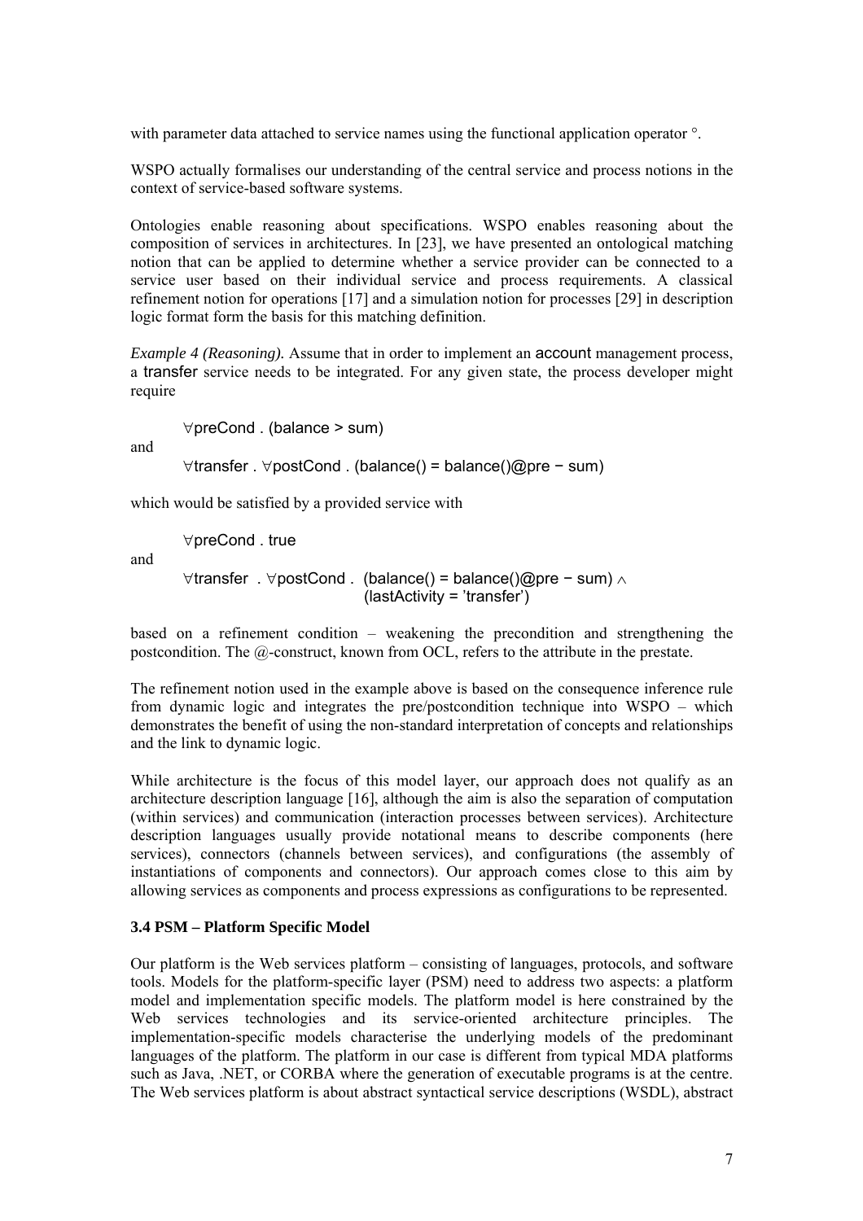with parameter data attached to service names using the functional application operator °.

WSPO actually formalises our understanding of the central service and process notions in the context of service-based software systems.

Ontologies enable reasoning about specifications. WSPO enables reasoning about the composition of services in architectures. In [23], we have presented an ontological matching notion that can be applied to determine whether a service provider can be connected to a service user based on their individual service and process requirements. A classical refinement notion for operations [17] and a simulation notion for processes [29] in description logic format form the basis for this matching definition.

*Example 4 (Reasoning).* Assume that in order to implement an account management process, a transfer service needs to be integrated. For any given state, the process developer might require

$$\forall \text{preCond} \, . \, (\text{balance} > \text{sum})$$

and

$$\forall \text{transfer} \, . \, \forall \text{postCond} \, . \, (\text{balance}() = \text{balance}()@\text{pre} - \text{sum})$$

which would be satisfied by a provided service with

$$\forall \text{preCond} \, . \, \text{true}$$

and

$$\forall \text{transfer} \, . \, \forall \text{postCond} \, . \, (\text{balance}() = \text{balance}()@\text{pre} - \text{sum}) \wedge (\text{lastActivity} = \text{'transfer'})$$

based on a refinement condition – weakening the precondition and strengthening the postcondition. The @-construct, known from OCL, refers to the attribute in the prestate.

The refinement notion used in the example above is based on the consequence inference rule from dynamic logic and integrates the pre/postcondition technique into WSPO – which demonstrates the benefit of using the non-standard interpretation of concepts and relationships and the link to dynamic logic.

While architecture is the focus of this model layer, our approach does not qualify as an architecture description language [16], although the aim is also the separation of computation (within services) and communication (interaction processes between services). Architecture description languages usually provide notational means to describe components (here services), connectors (channels between services), and configurations (the assembly of instantiations of components and connectors). Our approach comes close to this aim by allowing services as components and process expressions as configurations to be represented.

### 3.4 PSM – Platform Specific Model

Our platform is the Web services platform – consisting of languages, protocols, and software tools. Models for the platform-specific layer (PSM) need to address two aspects: a platform model and implementation specific models. The platform model is here constrained by the Web services technologies and its service-oriented architecture principles. The implementation-specific models characterise the underlying models of the predominant languages of the platform. The platform in our case is different from typical MDA platforms such as Java, .NET, or CORBA where the generation of executable programs is at the centre. The Web services platform is about abstract syntactical service descriptions (WSDL), abstract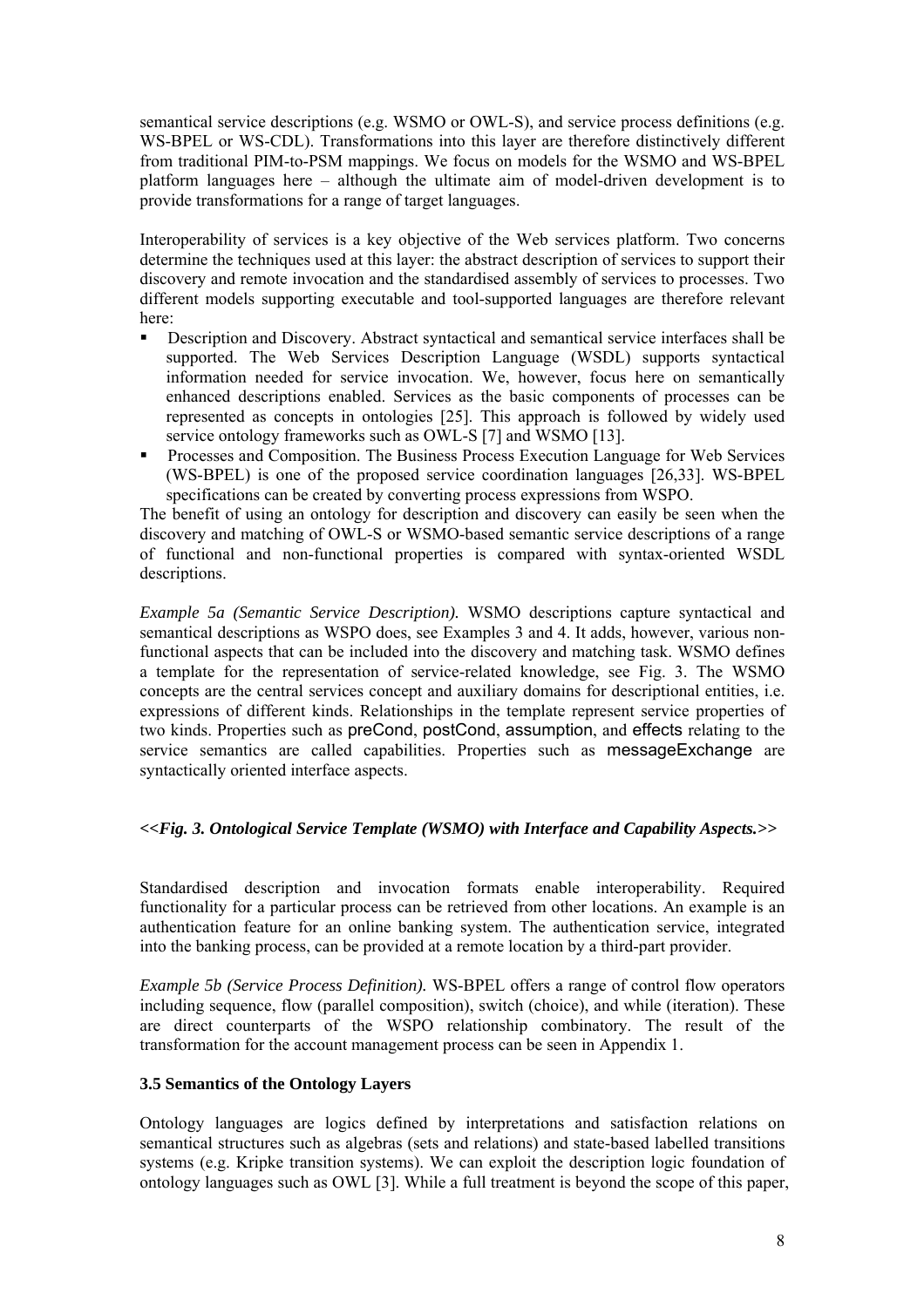semantical service descriptions (e.g. WSMO or OWL-S), and service process definitions (e.g. WS-BPEL or WS-CDL). Transformations into this layer are therefore distinctively different from traditional PIM-to-PSM mappings. We focus on models for the WSMO and WS-BPEL platform languages here – although the ultimate aim of model-driven development is to provide transformations for a range of target languages.

Interoperability of services is a key objective of the Web services platform. Two concerns determine the techniques used at this layer: the abstract description of services to support their discovery and remote invocation and the standardised assembly of services to processes. Two different models supporting executable and tool-supported languages are therefore relevant here:

- Description and Discovery. Abstract syntactical and semantical service interfaces shall be supported. The Web Services Description Language (WSDL) supports syntactical information needed for service invocation. We, however, focus here on semantically enhanced descriptions enabled. Services as the basic components of processes can be represented as concepts in ontologies [25]. This approach is followed by widely used service ontology frameworks such as OWL-S [7] and WSMO [13].
- Processes and Composition. The Business Process Execution Language for Web Services (WS-BPEL) is one of the proposed service coordination languages [26,33]. WS-BPEL specifications can be created by converting process expressions from WSPO.

The benefit of using an ontology for description and discovery can easily be seen when the discovery and matching of OWL-S or WSMO-based semantic service descriptions of a range of functional and non-functional properties is compared with syntax-oriented WSDL descriptions.

*Example 5a (Semantic Service Description).* WSMO descriptions capture syntactical and semantical descriptions as WSPO does, see Examples 3 and 4. It adds, however, various non-functional aspects that can be included into the discovery and matching task. WSMO defines a template for the representation of service-related knowledge, see Fig. 3. The WSMO concepts are the central services concept and auxiliary domains for descriptional entities, i.e. expressions of different kinds. Relationships in the template represent service properties of two kinds. Properties such as preCond, postCond, assumption, and effects relating to the service semantics are called capabilities. Properties such as messageExchange are syntactically oriented interface aspects.

***<<Fig. 3. Ontological Service Template (WSMO) with Interface and Capability Aspects.>>***

Standardised description and invocation formats enable interoperability. Required functionality for a particular process can be retrieved from other locations. An example is an authentication feature for an online banking system. The authentication service, integrated into the banking process, can be provided at a remote location by a third-part provider.

*Example 5b (Service Process Definition).* WS-BPEL offers a range of control flow operators including sequence, flow (parallel composition), switch (choice), and while (iteration). These are direct counterparts of the WSPO relationship combinatory. The result of the transformation for the account management process can be seen in Appendix 1.

### 3.5 Semantics of the Ontology Layers

Ontology languages are logics defined by interpretations and satisfaction relations on semantical structures such as algebras (sets and relations) and state-based labelled transitions systems (e.g. Kripke transition systems). We can exploit the description logic foundation of ontology languages such as OWL [3]. While a full treatment is beyond the scope of this paper,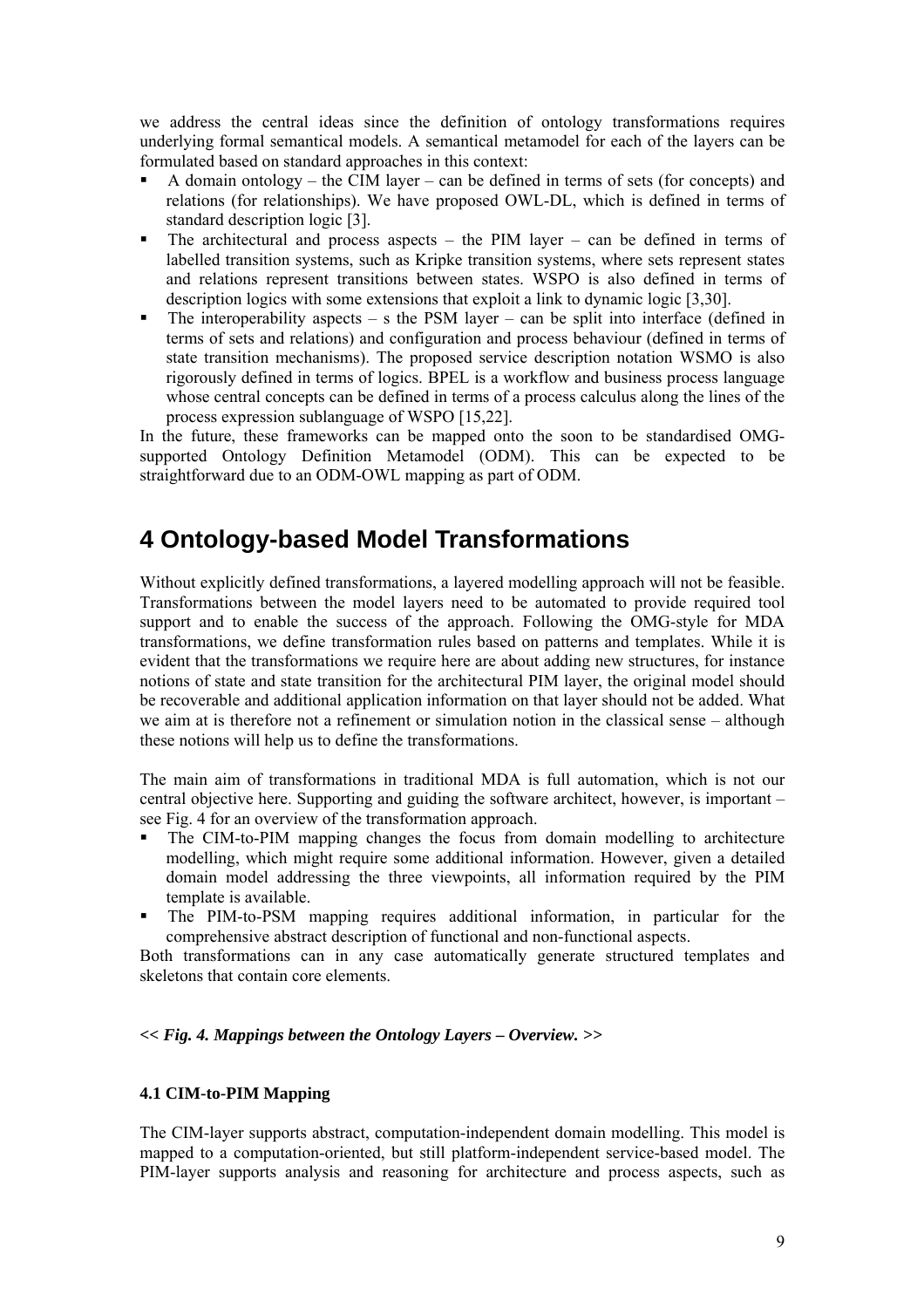we address the central ideas since the definition of ontology transformations requires underlying formal semantical models. A semantical metamodel for each of the layers can be formulated based on standard approaches in this context:

- A domain ontology – the CIM layer – can be defined in terms of sets (for concepts) and relations (for relationships). We have proposed OWL-DL, which is defined in terms of standard description logic [3].
- The architectural and process aspects – the PIM layer – can be defined in terms of labelled transition systems, such as Kripke transition systems, where sets represent states and relations represent transitions between states. WSPO is also defined in terms of description logics with some extensions that exploit a link to dynamic logic [3,30].
- The interoperability aspects – s the PSM layer – can be split into interface (defined in terms of sets and relations) and configuration and process behaviour (defined in terms of state transition mechanisms). The proposed service description notation WSMO is also rigorously defined in terms of logics. BPEL is a workflow and business process language whose central concepts can be defined in terms of a process calculus along the lines of the process expression sublanguage of WSPO [15,22].

In the future, these frameworks can be mapped onto the soon to be standardised OMG-supported Ontology Definition Metamodel (ODM). This can be expected to be straightforward due to an ODM-OWL mapping as part of ODM.

# 4 Ontology-based Model Transformations

Without explicitly defined transformations, a layered modelling approach will not be feasible. Transformations between the model layers need to be automated to provide required tool support and to enable the success of the approach. Following the OMG-style for MDA transformations, we define transformation rules based on patterns and templates. While it is evident that the transformations we require here are about adding new structures, for instance notions of state and state transition for the architectural PIM layer, the original model should be recoverable and additional application information on that layer should not be added. What we aim at is therefore not a refinement or simulation notion in the classical sense – although these notions will help us to define the transformations.

The main aim of transformations in traditional MDA is full automation, which is not our central objective here. Supporting and guiding the software architect, however, is important – see Fig. 4 for an overview of the transformation approach.

- The CIM-to-PIM mapping changes the focus from domain modelling to architecture modelling, which might require some additional information. However, given a detailed domain model addressing the three viewpoints, all information required by the PIM template is available.
- The PIM-to-PSM mapping requires additional information, in particular for the comprehensive abstract description of functional and non-functional aspects.

Both transformations can in any case automatically generate structured templates and skeletons that contain core elements.

**<< *Fig. 4. Mappings between the Ontology Layers – Overview.* >>**

### 4.1 CIM-to-PIM Mapping

The CIM-layer supports abstract, computation-independent domain modelling. This model is mapped to a computation-oriented, but still platform-independent service-based model. The PIM-layer supports analysis and reasoning for architecture and process aspects, such as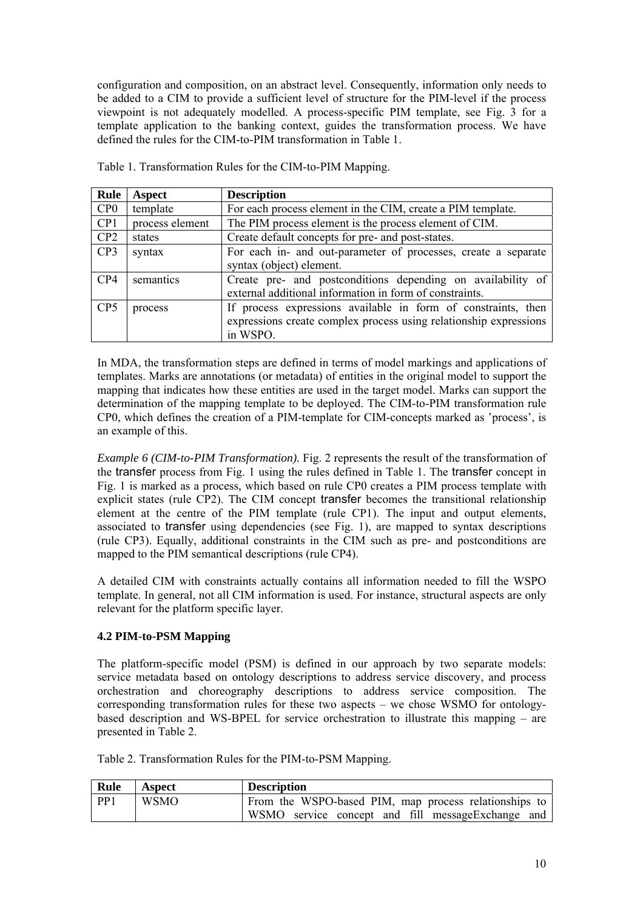configuration and composition, on an abstract level. Consequently, information only needs to be added to a CIM to provide a sufficient level of structure for the PIM-level if the process viewpoint is not adequately modelled. A process-specific PIM template, see Fig. 3 for a template application to the banking context, guides the transformation process. We have defined the rules for the CIM-to-PIM transformation in Table 1.

Table 1. Transformation Rules for the CIM-to-PIM Mapping.

| Rule | Aspect | Description |
|---|---|---|
| CP0 | template | For each process element in the CIM, create a PIM template. |
| CP1 | process element | The PIM process element is the process element of CIM. |
| CP2 | states | Create default concepts for pre- and post-states. |
| CP3 | syntax | For each in- and out-parameter of processes, create a separate syntax (object) element. |
| CP4 | semantics | Create pre- and postconditions depending on availability of external additional information in form of constraints. |
| CP5 | process | If process expressions available in form of constraints, then expressions create complex process using relationship expressions in WSPO. |

In MDA, the transformation steps are defined in terms of model markings and applications of templates. Marks are annotations (or metadata) of entities in the original model to support the mapping that indicates how these entities are used in the target model. Marks can support the determination of the mapping template to be deployed. The CIM-to-PIM transformation rule CP0, which defines the creation of a PIM-template for CIM-concepts marked as 'process', is an example of this.

*Example 6 (CIM-to-PIM Transformation).* Fig. 2 represents the result of the transformation of the transfer process from Fig. 1 using the rules defined in Table 1. The transfer concept in Fig. 1 is marked as a process, which based on rule CP0 creates a PIM process template with explicit states (rule CP2). The CIM concept transfer becomes the transitional relationship element at the centre of the PIM template (rule CP1). The input and output elements, associated to transfer using dependencies (see Fig. 1), are mapped to syntax descriptions (rule CP3). Equally, additional constraints in the CIM such as pre- and postconditions are mapped to the PIM semantical descriptions (rule CP4).

A detailed CIM with constraints actually contains all information needed to fill the WSPO template. In general, not all CIM information is used. For instance, structural aspects are only relevant for the platform specific layer.

### 4.2 PIM-to-PSM Mapping

The platform-specific model (PSM) is defined in our approach by two separate models: service metadata based on ontology descriptions to address service discovery, and process orchestration and choreography descriptions to address service composition. The corresponding transformation rules for these two aspects – we chose WSMO for ontology-based description and WS-BPEL for service orchestration to illustrate this mapping – are presented in Table 2.

Table 2. Transformation Rules for the PIM-to-PSM Mapping.

| Rule | Aspect | Description |
|---|---|---|
| PP1 | WSMO | From the WSPO-based PIM, map process relationships to WSMO service concept and fill messageExchange and |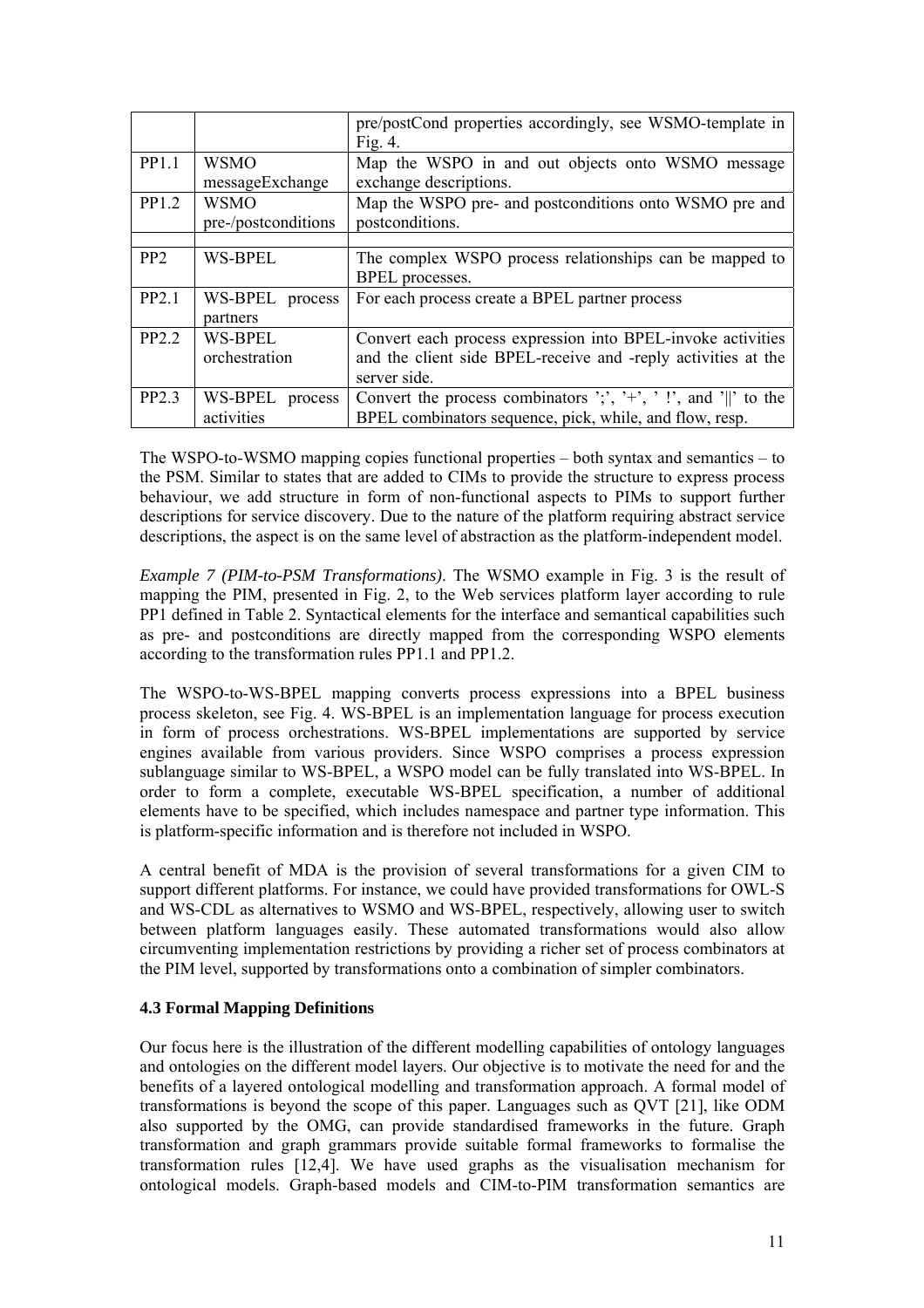| | | |
|---|---|---|
| | | pre/postCond properties accordingly, see WSMO-template in Fig. 4. |
| PP1.1 | WSMO messageExchange | Map the WSPO in and out objects onto WSMO message exchange descriptions. |
| PP1.2 | WSMO pre-/postconditions | Map the WSPO pre- and postconditions onto WSMO pre and postconditions. |
| | | |
| PP2 | WS-BPEL | The complex WSPO process relationships can be mapped to BPEL processes. |
| PP2.1 | WS-BPEL process partners | For each process create a BPEL partner process |
| PP2.2 | WS-BPEL orchestration | Convert each process expression into BPEL-invoke activities and the client side BPEL-receive and -reply activities at the server side. |
| PP2.3 | WS-BPEL process activities | Convert the process combinators ';', '+', ' !', and '\|\|' to the BPEL combinators sequence, pick, while, and flow, resp. |

The WSPO-to-WSMO mapping copies functional properties – both syntax and semantics – to the PSM. Similar to states that are added to CIMs to provide the structure to express process behaviour, we add structure in form of non-functional aspects to PIMs to support further descriptions for service discovery. Due to the nature of the platform requiring abstract service descriptions, the aspect is on the same level of abstraction as the platform-independent model.

*Example 7 (PIM-to-PSM Transformations)*. The WSMO example in Fig. 3 is the result of mapping the PIM, presented in Fig. 2, to the Web services platform layer according to rule PP1 defined in Table 2. Syntactical elements for the interface and semantical capabilities such as pre- and postconditions are directly mapped from the corresponding WSPO elements according to the transformation rules PP1.1 and PP1.2.

The WSPO-to-WS-BPEL mapping converts process expressions into a BPEL business process skeleton, see Fig. 4. WS-BPEL is an implementation language for process execution in form of process orchestrations. WS-BPEL implementations are supported by service engines available from various providers. Since WSPO comprises a process expression sublanguage similar to WS-BPEL, a WSPO model can be fully translated into WS-BPEL. In order to form a complete, executable WS-BPEL specification, a number of additional elements have to be specified, which includes namespace and partner type information. This is platform-specific information and is therefore not included in WSPO.

A central benefit of MDA is the provision of several transformations for a given CIM to support different platforms. For instance, we could have provided transformations for OWL-S and WS-CDL as alternatives to WSMO and WS-BPEL, respectively, allowing user to switch between platform languages easily. These automated transformations would also allow circumventing implementation restrictions by providing a richer set of process combinators at the PIM level, supported by transformations onto a combination of simpler combinators.

### 4.3 Formal Mapping Definitions

Our focus here is the illustration of the different modelling capabilities of ontology languages and ontologies on the different model layers. Our objective is to motivate the need for and the benefits of a layered ontological modelling and transformation approach. A formal model of transformations is beyond the scope of this paper. Languages such as QVT [21], like ODM also supported by the OMG, can provide standardised frameworks in the future. Graph transformation and graph grammars provide suitable formal frameworks to formalise the transformation rules [12,4]. We have used graphs as the visualisation mechanism for ontological models. Graph-based models and CIM-to-PIM transformation semantics are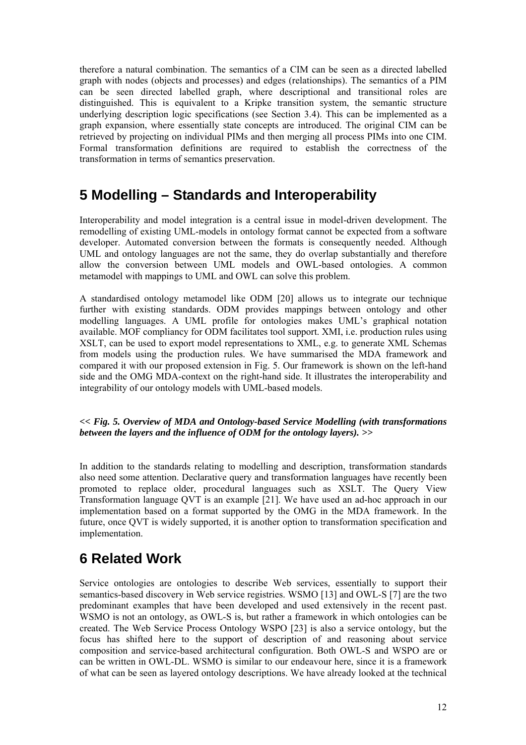therefore a natural combination. The semantics of a CIM can be seen as a directed labelled graph with nodes (objects and processes) and edges (relationships). The semantics of a PIM can be seen directed labelled graph, where descriptional and transitional roles are distinguished. This is equivalent to a Kripke transition system, the semantic structure underlying description logic specifications (see Section 3.4). This can be implemented as a graph expansion, where essentially state concepts are introduced. The original CIM can be retrieved by projecting on individual PIMs and then merging all process PIMs into one CIM. Formal transformation definitions are required to establish the correctness of the transformation in terms of semantics preservation.

# 5 Modelling – Standards and Interoperability

Interoperability and model integration is a central issue in model-driven development. The remodelling of existing UML-models in ontology format cannot be expected from a software developer. Automated conversion between the formats is consequently needed. Although UML and ontology languages are not the same, they do overlap substantially and therefore allow the conversion between UML models and OWL-based ontologies. A common metamodel with mappings to UML and OWL can solve this problem.

A standardised ontology metamodel like ODM [20] allows us to integrate our technique further with existing standards. ODM provides mappings between ontology and other modelling languages. A UML profile for ontologies makes UML's graphical notation available. MOF compliancy for ODM facilitates tool support. XMI, i.e. production rules using XSLT, can be used to export model representations to XML, e.g. to generate XML Schemas from models using the production rules. We have summarised the MDA framework and compared it with our proposed extension in Fig. 5. Our framework is shown on the left-hand side and the OMG MDA-context on the right-hand side. It illustrates the interoperability and integrability of our ontology models with UML-based models.

***<< Fig. 5. Overview of MDA and Ontology-based Service Modelling (with transformations between the layers and the influence of ODM for the ontology layers). >>***

In addition to the standards relating to modelling and description, transformation standards also need some attention. Declarative query and transformation languages have recently been promoted to replace older, procedural languages such as XSLT. The Query View Transformation language QVT is an example [21]. We have used an ad-hoc approach in our implementation based on a format supported by the OMG in the MDA framework. In the future, once QVT is widely supported, it is another option to transformation specification and implementation.

# 6 Related Work

Service ontologies are ontologies to describe Web services, essentially to support their semantics-based discovery in Web service registries. WSMO [13] and OWL-S [7] are the two predominant examples that have been developed and used extensively in the recent past. WSMO is not an ontology, as OWL-S is, but rather a framework in which ontologies can be created. The Web Service Process Ontology WSPO [23] is also a service ontology, but the focus has shifted here to the support of description of and reasoning about service composition and service-based architectural configuration. Both OWL-S and WSPO are or can be written in OWL-DL. WSMO is similar to our endeavour here, since it is a framework of what can be seen as layered ontology descriptions. We have already looked at the technical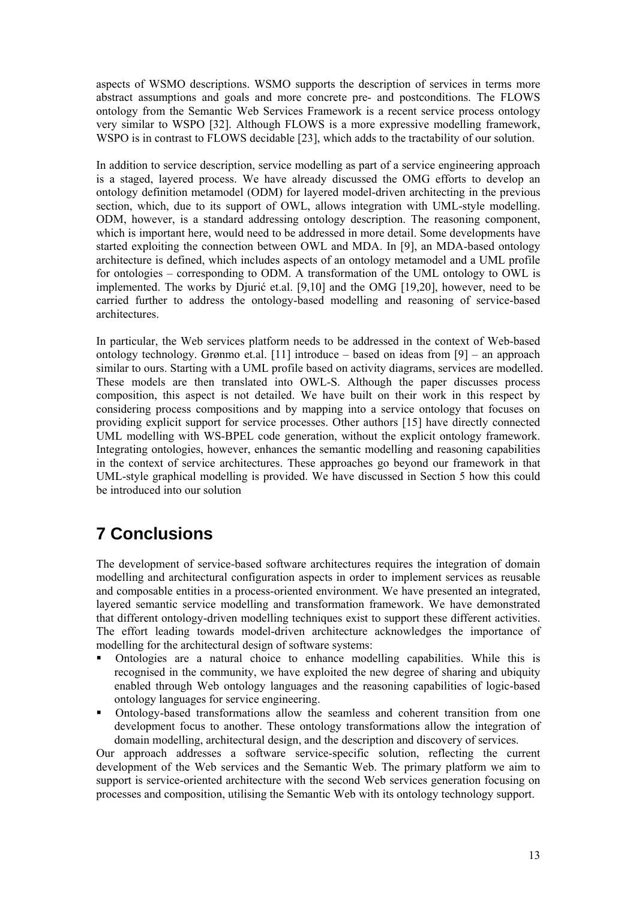aspects of WSMO descriptions. WSMO supports the description of services in terms more abstract assumptions and goals and more concrete pre- and postconditions. The FLOWS ontology from the Semantic Web Services Framework is a recent service process ontology very similar to WSPO [32]. Although FLOWS is a more expressive modelling framework, WSPO is in contrast to FLOWS decidable [23], which adds to the tractability of our solution.

In addition to service description, service modelling as part of a service engineering approach is a staged, layered process. We have already discussed the OMG efforts to develop an ontology definition metamodel (ODM) for layered model-driven architecting in the previous section, which, due to its support of OWL, allows integration with UML-style modelling. ODM, however, is a standard addressing ontology description. The reasoning component, which is important here, would need to be addressed in more detail. Some developments have started exploiting the connection between OWL and MDA. In [9], an MDA-based ontology architecture is defined, which includes aspects of an ontology metamodel and a UML profile for ontologies – corresponding to ODM. A transformation of the UML ontology to OWL is implemented. The works by Djurić et.al. [9,10] and the OMG [19,20], however, need to be carried further to address the ontology-based modelling and reasoning of service-based architectures.

In particular, the Web services platform needs to be addressed in the context of Web-based ontology technology. Grønmo et.al. [11] introduce – based on ideas from [9] – an approach similar to ours. Starting with a UML profile based on activity diagrams, services are modelled. These models are then translated into OWL-S. Although the paper discusses process composition, this aspect is not detailed. We have built on their work in this respect by considering process compositions and by mapping into a service ontology that focuses on providing explicit support for service processes. Other authors [15] have directly connected UML modelling with WS-BPEL code generation, without the explicit ontology framework. Integrating ontologies, however, enhances the semantic modelling and reasoning capabilities in the context of service architectures. These approaches go beyond our framework in that UML-style graphical modelling is provided. We have discussed in Section 5 how this could be introduced into our solution

# 7 Conclusions

The development of service-based software architectures requires the integration of domain modelling and architectural configuration aspects in order to implement services as reusable and composable entities in a process-oriented environment. We have presented an integrated, layered semantic service modelling and transformation framework. We have demonstrated that different ontology-driven modelling techniques exist to support these different activities. The effort leading towards model-driven architecture acknowledges the importance of modelling for the architectural design of software systems:

- Ontologies are a natural choice to enhance modelling capabilities. While this is recognised in the community, we have exploited the new degree of sharing and ubiquity enabled through Web ontology languages and the reasoning capabilities of logic-based ontology languages for service engineering.
- Ontology-based transformations allow the seamless and coherent transition from one development focus to another. These ontology transformations allow the integration of domain modelling, architectural design, and the description and discovery of services.

Our approach addresses a software service-specific solution, reflecting the current development of the Web services and the Semantic Web. The primary platform we aim to support is service-oriented architecture with the second Web services generation focusing on processes and composition, utilising the Semantic Web with its ontology technology support.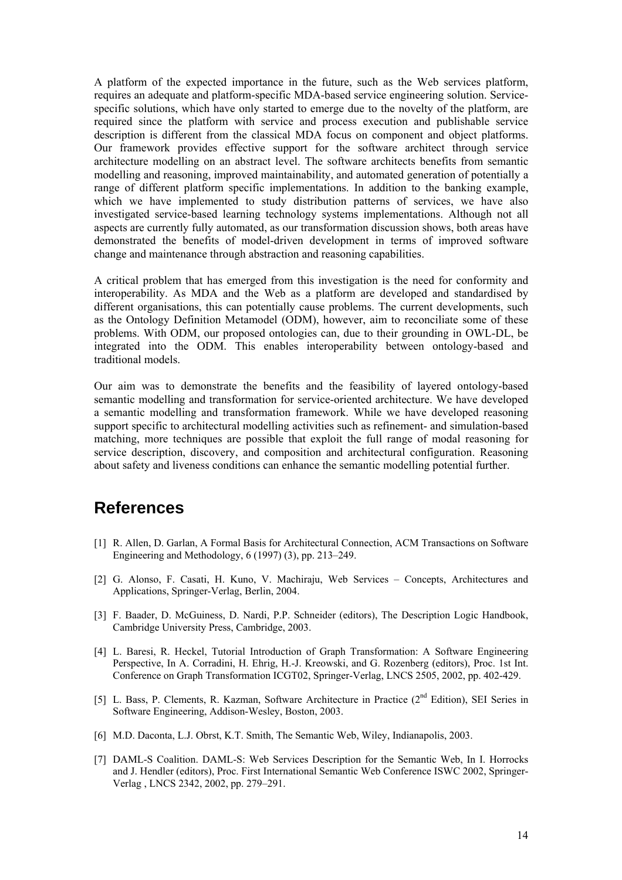A platform of the expected importance in the future, such as the Web services platform, requires an adequate and platform-specific MDA-based service engineering solution. Service-specific solutions, which have only started to emerge due to the novelty of the platform, are required since the platform with service and process execution and publishable service description is different from the classical MDA focus on component and object platforms. Our framework provides effective support for the software architect through service architecture modelling on an abstract level. The software architects benefits from semantic modelling and reasoning, improved maintainability, and automated generation of potentially a range of different platform specific implementations. In addition to the banking example, which we have implemented to study distribution patterns of services, we have also investigated service-based learning technology systems implementations. Although not all aspects are currently fully automated, as our transformation discussion shows, both areas have demonstrated the benefits of model-driven development in terms of improved software change and maintenance through abstraction and reasoning capabilities.

A critical problem that has emerged from this investigation is the need for conformity and interoperability. As MDA and the Web as a platform are developed and standardised by different organisations, this can potentially cause problems. The current developments, such as the Ontology Definition Metamodel (ODM), however, aim to reconciliate some of these problems. With ODM, our proposed ontologies can, due to their grounding in OWL-DL, be integrated into the ODM. This enables interoperability between ontology-based and traditional models.

Our aim was to demonstrate the benefits and the feasibility of layered ontology-based semantic modelling and transformation for service-oriented architecture. We have developed a semantic modelling and transformation framework. While we have developed reasoning support specific to architectural modelling activities such as refinement- and simulation-based matching, more techniques are possible that exploit the full range of modal reasoning for service description, discovery, and composition and architectural configuration. Reasoning about safety and liveness conditions can enhance the semantic modelling potential further.

# References

[1] R. Allen, D. Garlan, A Formal Basis for Architectural Connection, ACM Transactions on Software Engineering and Methodology, 6 (1997) (3), pp. 213–249.

[2] G. Alonso, F. Casati, H. Kuno, V. Machiraju, Web Services – Concepts, Architectures and Applications, Springer-Verlag, Berlin, 2004.

[3] F. Baader, D. McGuiness, D. Nardi, P.P. Schneider (editors), The Description Logic Handbook, Cambridge University Press, Cambridge, 2003.

[4] L. Baresi, R. Heckel, Tutorial Introduction of Graph Transformation: A Software Engineering Perspective, In A. Corradini, H. Ehrig, H.-J. Kreowski, and G. Rozenberg (editors), Proc. 1st Int. Conference on Graph Transformation ICGT02, Springer-Verlag, LNCS 2505, 2002, pp. 402-429.

[5] L. Bass, P. Clements, R. Kazman, Software Architecture in Practice (2nd Edition), SEI Series in Software Engineering, Addison-Wesley, Boston, 2003.

[6] M.D. Daconta, L.J. Obrst, K.T. Smith, The Semantic Web, Wiley, Indianapolis, 2003.

[7] DAML-S Coalition. DAML-S: Web Services Description for the Semantic Web, In I. Horrocks and J. Hendler (editors), Proc. First International Semantic Web Conference ISWC 2002, Springer-Verlag , LNCS 2342, 2002, pp. 279–291.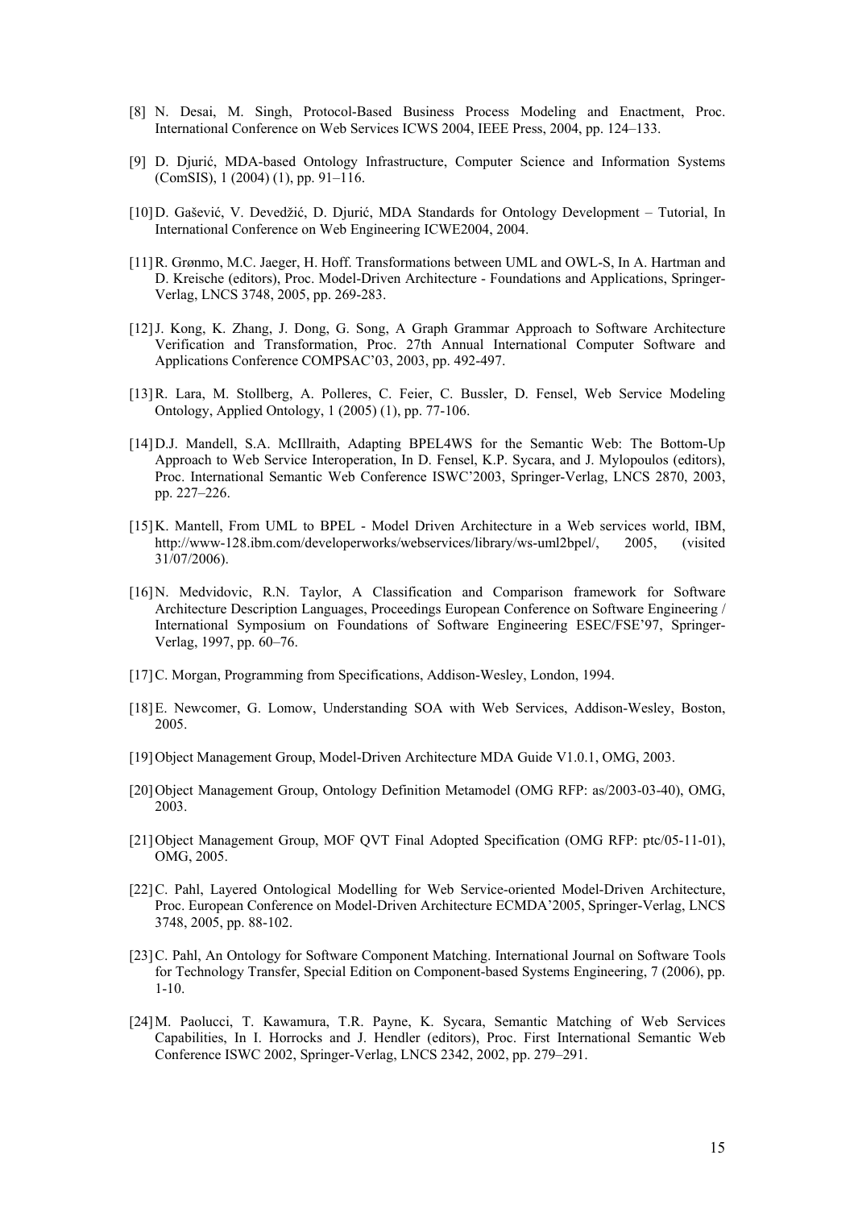[8] N. Desai, M. Singh, Protocol-Based Business Process Modeling and Enactment, Proc. International Conference on Web Services ICWS 2004, IEEE Press, 2004, pp. 124–133.

[9] D. Djurić, MDA-based Ontology Infrastructure, Computer Science and Information Systems (ComSIS), 1 (2004) (1), pp. 91–116.

[10] D. Gašević, V. Devedžić, D. Djurić, MDA Standards for Ontology Development – Tutorial, In International Conference on Web Engineering ICWE2004, 2004.

[11] R. Grønmo, M.C. Jaeger, H. Hoff. Transformations between UML and OWL-S, In A. Hartman and D. Kreische (editors), Proc. Model-Driven Architecture - Foundations and Applications, Springer-Verlag, LNCS 3748, 2005, pp. 269-283.

[12] J. Kong, K. Zhang, J. Dong, G. Song, A Graph Grammar Approach to Software Architecture Verification and Transformation, Proc. 27th Annual International Computer Software and Applications Conference COMPSAC'03, 2003, pp. 492-497.

[13] R. Lara, M. Stollberg, A. Polleres, C. Feier, C. Bussler, D. Fensel, Web Service Modeling Ontology, Applied Ontology, 1 (2005) (1), pp. 77-106.

[14] D.J. Mandell, S.A. McIllraith, Adapting BPEL4WS for the Semantic Web: The Bottom-Up Approach to Web Service Interoperation, In D. Fensel, K.P. Sycara, and J. Mylopoulos (editors), Proc. International Semantic Web Conference ISWC'2003, Springer-Verlag, LNCS 2870, 2003, pp. 227–226.

[15] K. Mantell, From UML to BPEL - Model Driven Architecture in a Web services world, IBM, http://www-128.ibm.com/developerworks/webservices/library/ws-uml2bpel/, 2005, (visited 31/07/2006).

[16] N. Medvidovic, R.N. Taylor, A Classification and Comparison framework for Software Architecture Description Languages, Proceedings European Conference on Software Engineering / International Symposium on Foundations of Software Engineering ESEC/FSE'97, Springer-Verlag, 1997, pp. 60–76.

[17] C. Morgan, Programming from Specifications, Addison-Wesley, London, 1994.

[18] E. Newcomer, G. Lomow, Understanding SOA with Web Services, Addison-Wesley, Boston, 2005.

[19] Object Management Group, Model-Driven Architecture MDA Guide V1.0.1, OMG, 2003.

[20] Object Management Group, Ontology Definition Metamodel (OMG RFP: as/2003-03-40), OMG, 2003.

[21] Object Management Group, MOF QVT Final Adopted Specification (OMG RFP: ptc/05-11-01), OMG, 2005.

[22] C. Pahl, Layered Ontological Modelling for Web Service-oriented Model-Driven Architecture, Proc. European Conference on Model-Driven Architecture ECMDA'2005, Springer-Verlag, LNCS 3748, 2005, pp. 88-102.

[23] C. Pahl, An Ontology for Software Component Matching. International Journal on Software Tools for Technology Transfer, Special Edition on Component-based Systems Engineering, 7 (2006), pp. 1-10.

[24] M. Paolucci, T. Kawamura, T.R. Payne, K. Sycara, Semantic Matching of Web Services Capabilities, In I. Horrocks and J. Hendler (editors), Proc. First International Semantic Web Conference ISWC 2002, Springer-Verlag, LNCS 2342, 2002, pp. 279–291.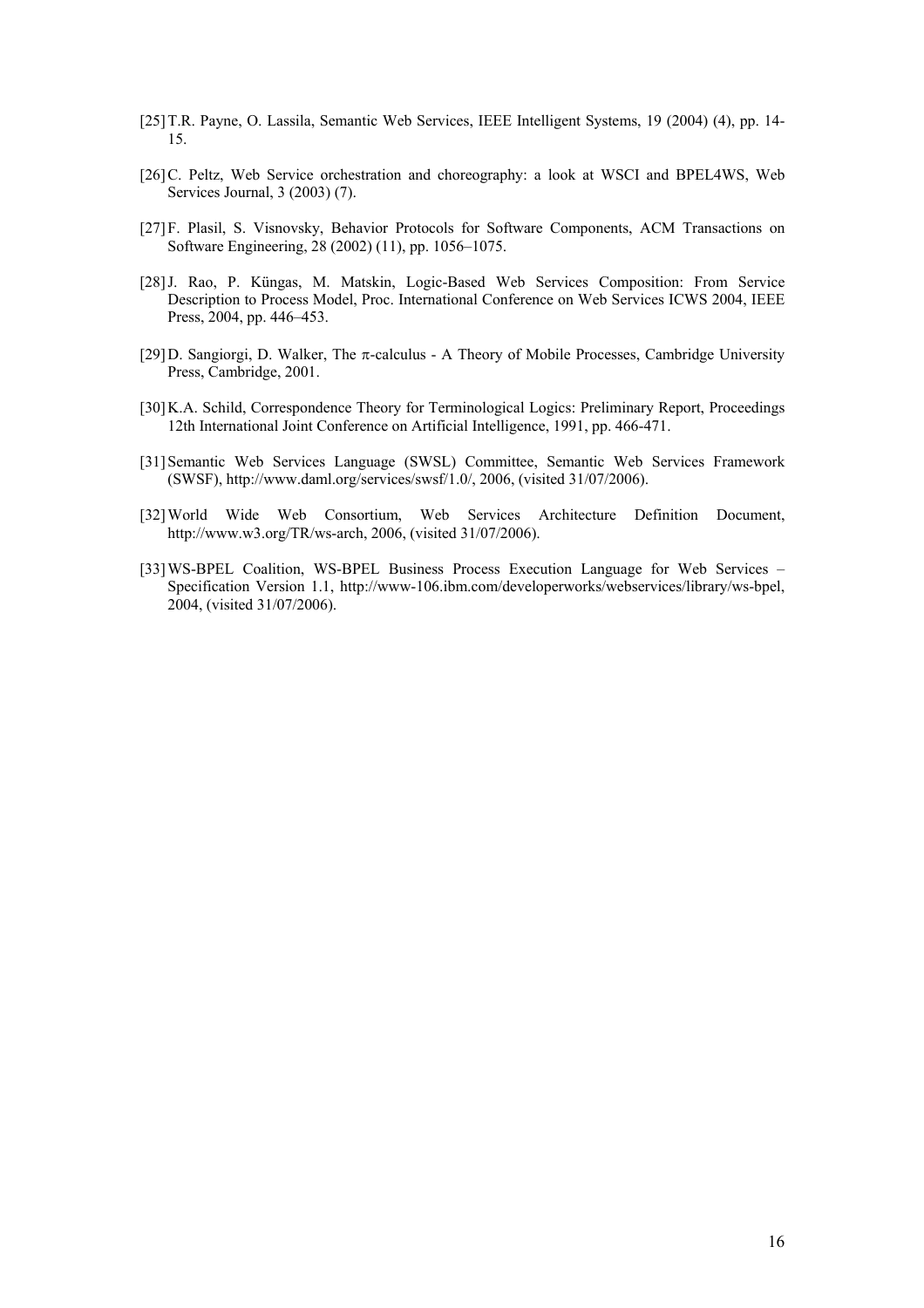[25] T.R. Payne, O. Lassila, Semantic Web Services, IEEE Intelligent Systems, 19 (2004) (4), pp. 14-15.

[26] C. Peltz, Web Service orchestration and choreography: a look at WSCI and BPEL4WS, Web Services Journal, 3 (2003) (7).

[27] F. Plasil, S. Visnovsky, Behavior Protocols for Software Components, ACM Transactions on Software Engineering, 28 (2002) (11), pp. 1056–1075.

[28] J. Rao, P. Küngas, M. Matskin, Logic-Based Web Services Composition: From Service Description to Process Model, Proc. International Conference on Web Services ICWS 2004, IEEE Press, 2004, pp. 446–453.

[29] D. Sangiorgi, D. Walker, The π-calculus - A Theory of Mobile Processes, Cambridge University Press, Cambridge, 2001.

[30] K.A. Schild, Correspondence Theory for Terminological Logics: Preliminary Report, Proceedings 12th International Joint Conference on Artificial Intelligence, 1991, pp. 466-471.

[31] Semantic Web Services Language (SWSL) Committee, Semantic Web Services Framework (SWSF), http://www.daml.org/services/swsf/1.0/, 2006, (visited 31/07/2006).

[32] World Wide Web Consortium, Web Services Architecture Definition Document, http://www.w3.org/TR/ws-arch, 2006, (visited 31/07/2006).

[33] WS-BPEL Coalition, WS-BPEL Business Process Execution Language for Web Services – Specification Version 1.1, http://www-106.ibm.com/developerworks/webservices/library/ws-bpel, 2004, (visited 31/07/2006).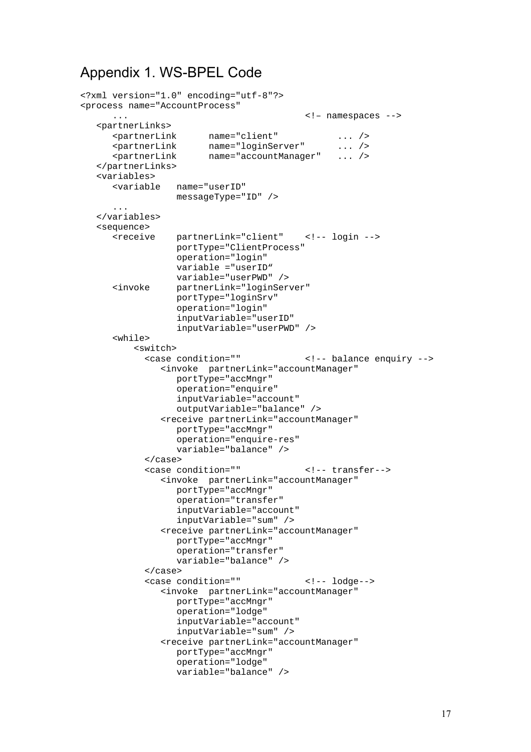# Appendix 1. WS-BPEL Code

```
<?xml version="1.0" encoding="utf-8"?>
<process name="AccountProcess"
      ...                              <!– namespaces -->
   <partnerLinks>
      <partnerLink      name="client"           ... />
      <partnerLink      name="loginServer"      ... />
      <partnerLink      name="accountManager"   ... />
   </partnerLinks>
   <variables>
      <variable   name="userID"
                  messageType="ID" />
      ...
   </variables>
   <sequence>
      <receive    partnerLink="client"    <!-- login -->
                  portType="ClientProcess"
                  operation="login"
                  variable ="userID“
                  variable="userPWD" />
      <invoke     partnerLink="loginServer"
                  portType="loginSrv"
                  operation="login"
                  inputVariable="userID"
                  inputVariable="userPWD" />
      <while>
          <switch>
            <case condition=""            <!-- balance enquiry -->
               <invoke  partnerLink="accountManager"
                  portType="accMngr"
                  operation="enquire"
                  inputVariable="account"
                  outputVariable="balance" />
               <receive partnerLink="accountManager"
                  portType="accMngr"
                  operation="enquire-res"
                  variable="balance" />
            </case>
            <case condition=""            <!-- transfer-->
               <invoke  partnerLink="accountManager"
                  portType="accMngr"
                  operation="transfer"
                  inputVariable="account"
                  inputVariable="sum" />
               <receive partnerLink="accountManager"
                  portType="accMngr"
                  operation="transfer"
                  variable="balance" />
            </case>
            <case condition=""            <!-- lodge-->
               <invoke  partnerLink="accountManager"
                  portType="accMngr"
                  operation="lodge"
                  inputVariable="account"
                  inputVariable="sum" />
               <receive partnerLink="accountManager"
                  portType="accMngr"
                  operation="lodge"
                  variable="balance" />
```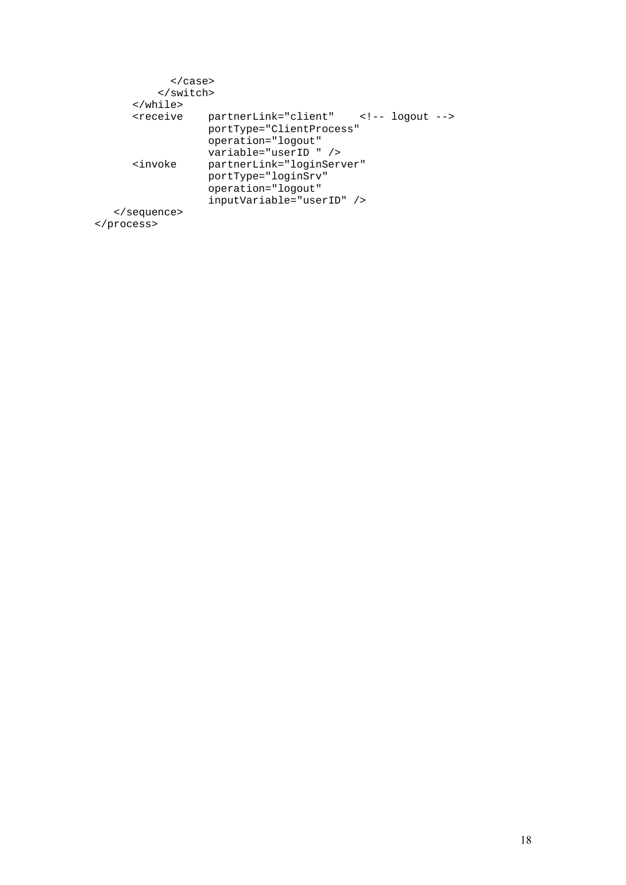```
          </case>
        </switch>
      </while>
      <receive    partnerLink="client"    <!-- logout -->
                  portType="ClientProcess"
                  operation="logout"
                  variable="userID " />
      <invoke     partnerLink="loginServer"
                  portType="loginSrv"
                  operation="logout"
                  inputVariable="userID" />
   </sequence>
</process>
```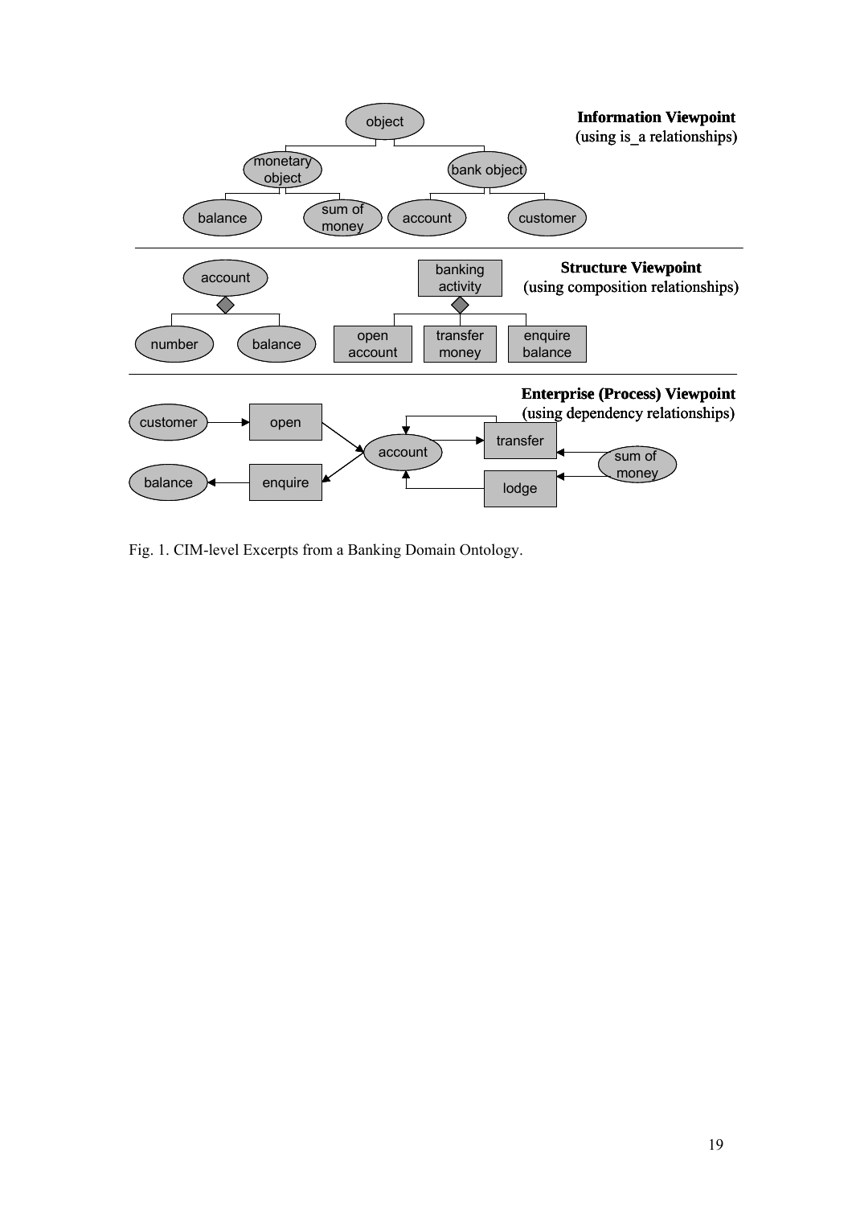Information Viewpoint
(using is_a relationships)

object
monetary object
bank object
balance
sum of money
account
customer

Structure Viewpoint
(using composition relationships)

account
number
balance
banking activity
open account
transfer money
enquire balance

Enterprise (Process) Viewpoint
(using dependency relationships)

customer
open
account
transfer
sum of money
balance
enquire
lodge

Fig. 1. CIM-level Excerpts from a Banking Domain Ontology.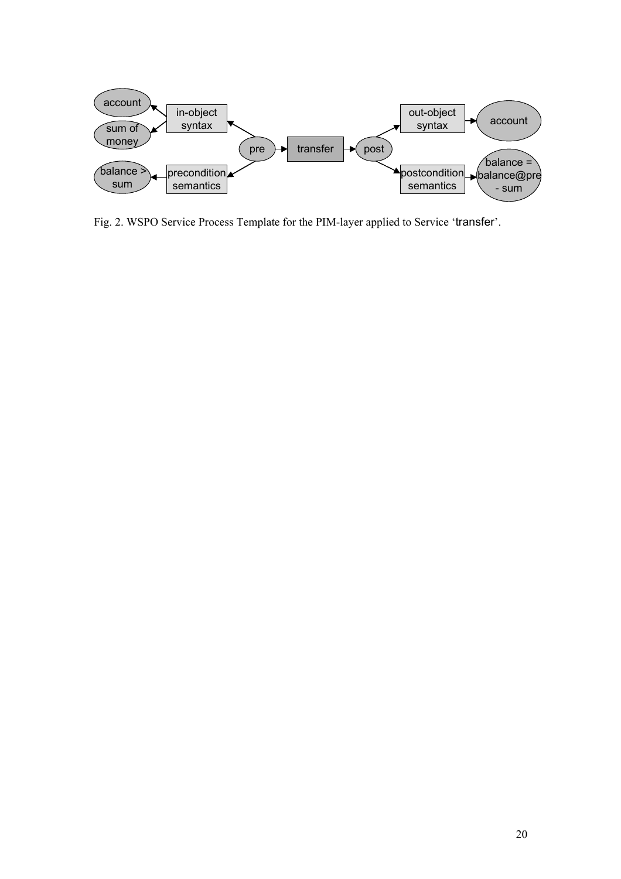account

sum of money

in-object syntax

balance > sum

precondition semantics

pre

transfer

post

out-object syntax

account

postcondition semantics

balance = balance@pre - sum

Fig. 2. WSPO Service Process Template for the PIM-layer applied to Service 'transfer'.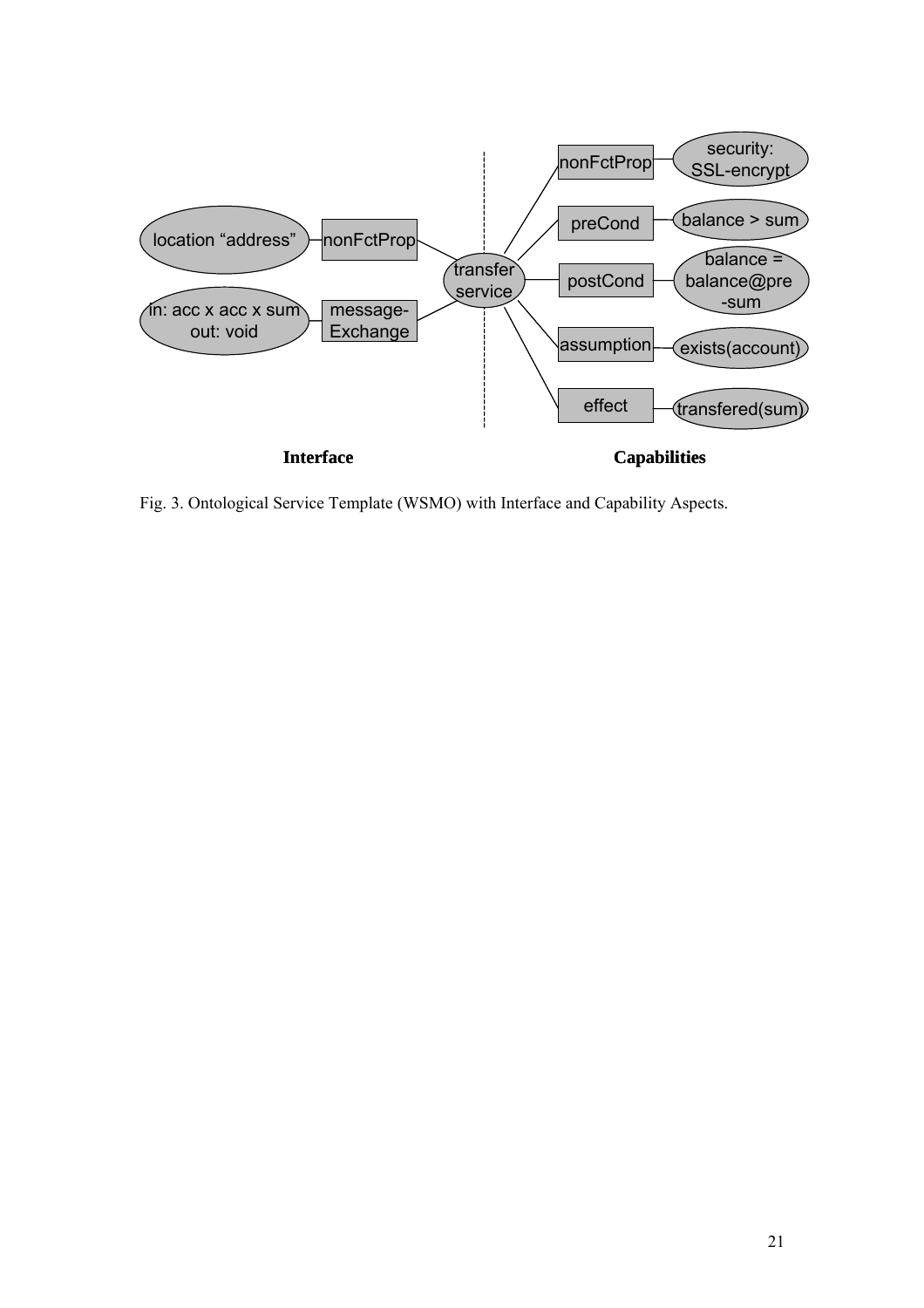location “address”

nonFctProp

in: acc x acc x sum
out: void

message-Exchange

transfer service

nonFctProp

security: SSL-encrypt

preCond

balance > sum

postCond

balance = balance@pre -sum

assumption

exists(account)

effect

transfered(sum)

**Interface**

**Capabilities**

Fig. 3. Ontological Service Template (WSMO) with Interface and Capability Aspects.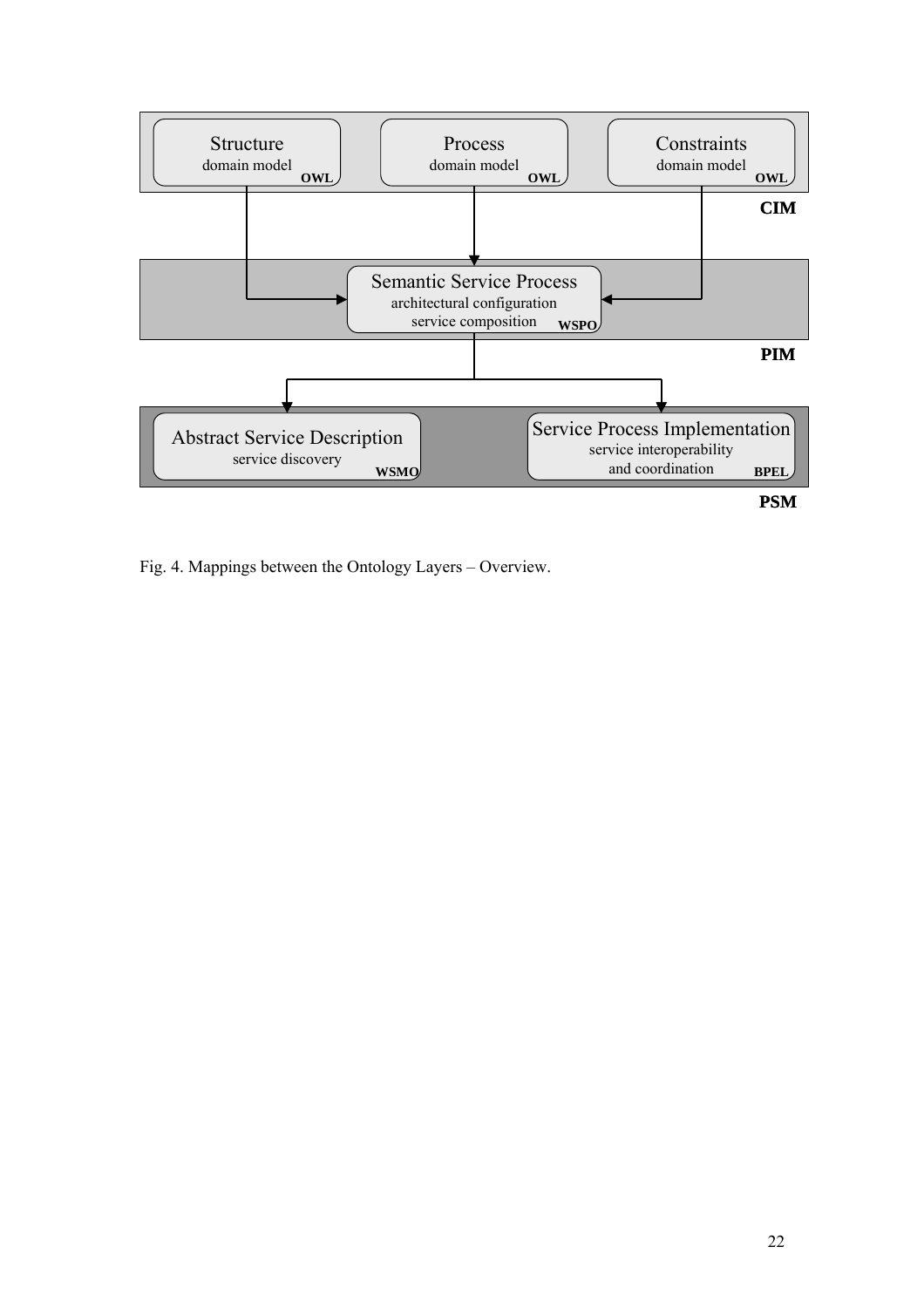Structure
domain model
OWL

Process
domain model
OWL

Constraints
domain model
OWL

CIM

Semantic Service Process
architectural configuration
service composition
WSPO

PIM

Abstract Service Description
service discovery
WSMO

Service Process Implementation
service interoperability
and coordination
BPEL

PSM

Fig. 4. Mappings between the Ontology Layers – Overview.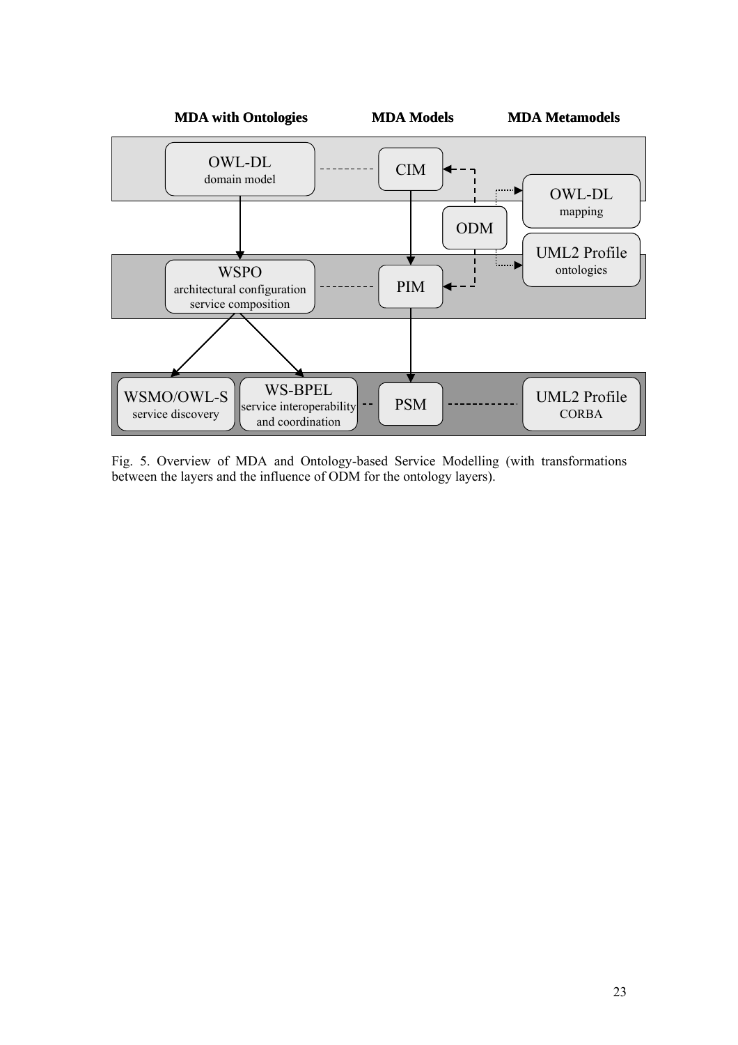MDA with Ontologies

MDA Models

MDA Metamodels

OWL-DL
domain model

CIM

OWL-DL
mapping

ODM

UML2 Profile
ontologies

WSPO
architectural configuration
service composition

PIM

WSMO/OWL-S
service discovery

WS-BPEL
service interoperability
and coordination

PSM

UML2 Profile
CORBA

Fig. 5. Overview of MDA and Ontology-based Service Modelling (with transformations between the layers and the influence of ODM for the ontology layers).